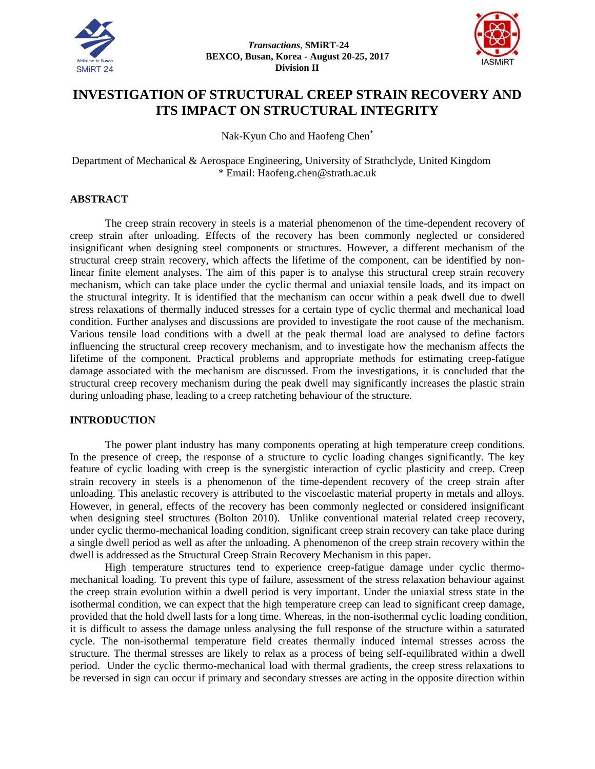*Transactions*, **SMiRT-24**
**BEXCO, Busan, Korea - August 20-25, 2017**
**Division II**

# INVESTIGATION OF STRUCTURAL CREEP STRAIN RECOVERY AND ITS IMPACT ON STRUCTURAL INTEGRITY

Nak-Kyun Cho and Haofeng Chen[*]

Department of Mechanical & Aerospace Engineering, University of Strathclyde, United Kingdom
* Email: Haofeng.chen@strath.ac.uk

## ABSTRACT

The creep strain recovery in steels is a material phenomenon of the time-dependent recovery of creep strain after unloading. Effects of the recovery has been commonly neglected or considered insignificant when designing steel components or structures. However, a different mechanism of the structural creep strain recovery, which affects the lifetime of the component, can be identified by non-linear finite element analyses. The aim of this paper is to analyse this structural creep strain recovery mechanism, which can take place under the cyclic thermal and uniaxial tensile loads, and its impact on the structural integrity. It is identified that the mechanism can occur within a peak dwell due to dwell stress relaxations of thermally induced stresses for a certain type of cyclic thermal and mechanical load condition. Further analyses and discussions are provided to investigate the root cause of the mechanism. Various tensile load conditions with a dwell at the peak thermal load are analysed to define factors influencing the structural creep recovery mechanism, and to investigate how the mechanism affects the lifetime of the component. Practical problems and appropriate methods for estimating creep-fatigue damage associated with the mechanism are discussed. From the investigations, it is concluded that the structural creep recovery mechanism during the peak dwell may significantly increases the plastic strain during unloading phase, leading to a creep ratcheting behaviour of the structure.

## INTRODUCTION

The power plant industry has many components operating at high temperature creep conditions. In the presence of creep, the response of a structure to cyclic loading changes significantly. The key feature of cyclic loading with creep is the synergistic interaction of cyclic plasticity and creep. Creep strain recovery in steels is a phenomenon of the time-dependent recovery of the creep strain after unloading. This anelastic recovery is attributed to the viscoelastic material property in metals and alloys. However, in general, effects of the recovery has been commonly neglected or considered insignificant when designing steel structures (Bolton 2010). Unlike conventional material related creep recovery, under cyclic thermo-mechanical loading condition, significant creep strain recovery can take place during a single dwell period as well as after the unloading. A phenomenon of the creep strain recovery within the dwell is addressed as the Structural Creep Strain Recovery Mechanism in this paper.

High temperature structures tend to experience creep-fatigue damage under cyclic thermo-mechanical loading. To prevent this type of failure, assessment of the stress relaxation behaviour against the creep strain evolution within a dwell period is very important. Under the uniaxial stress state in the isothermal condition, we can expect that the high temperature creep can lead to significant creep damage, provided that the hold dwell lasts for a long time. Whereas, in the non-isothermal cyclic loading condition, it is difficult to assess the damage unless analysing the full response of the structure within a saturated cycle. The non-isothermal temperature field creates thermally induced internal stresses across the structure. The thermal stresses are likely to relax as a process of being self-equilibrated within a dwell period. Under the cyclic thermo-mechanical load with thermal gradients, the creep stress relaxations to be reversed in sign can occur if primary and secondary stresses are acting in the opposite direction within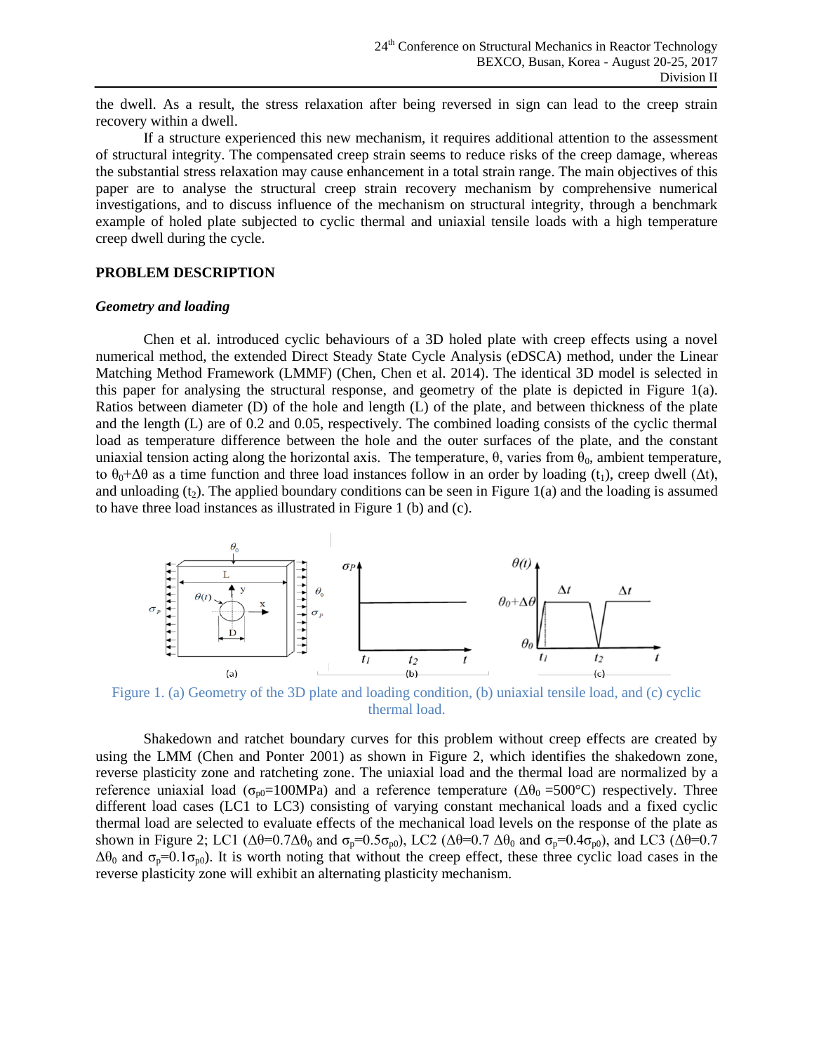the dwell. As a result, the stress relaxation after being reversed in sign can lead to the creep strain recovery within a dwell.

If a structure experienced this new mechanism, it requires additional attention to the assessment of structural integrity. The compensated creep strain seems to reduce risks of the creep damage, whereas the substantial stress relaxation may cause enhancement in a total strain range. The main objectives of this paper are to analyse the structural creep strain recovery mechanism by comprehensive numerical investigations, and to discuss influence of the mechanism on structural integrity, through a benchmark example of holed plate subjected to cyclic thermal and uniaxial tensile loads with a high temperature creep dwell during the cycle.

## PROBLEM DESCRIPTION

### *Geometry and loading*

Chen et al. introduced cyclic behaviours of a 3D holed plate with creep effects using a novel numerical method, the extended Direct Steady State Cycle Analysis (eDSCA) method, under the Linear Matching Method Framework (LMMF) (Chen, Chen et al. 2014). The identical 3D model is selected in this paper for analysing the structural response, and geometry of the plate is depicted in Figure 1(a). Ratios between diameter (D) of the hole and length (L) of the plate, and between thickness of the plate and the length (L) are of 0.2 and 0.05, respectively. The combined loading consists of the cyclic thermal load as temperature difference between the hole and the outer surfaces of the plate, and the constant uniaxial tension acting along the horizontal axis. The temperature, $\theta$, varies from $\theta_0$, ambient temperature, to $\theta_0+\Delta\theta$ as a time function and three load instances follow in an order by loading ($t_1$), creep dwell ($\Delta t$), and unloading ($t_2$). The applied boundary conditions can be seen in Figure 1(a) and the loading is assumed to have three load instances as illustrated in Figure 1 (b) and (c).

Figure 1. (a) Geometry of the 3D plate and loading condition, (b) uniaxial tensile load, and (c) cyclic thermal load.

Shakedown and ratchet boundary curves for this problem without creep effects are created by using the LMM (Chen and Ponter 2001) as shown in Figure 2, which identifies the shakedown zone, reverse plasticity zone and ratcheting zone. The uniaxial load and the thermal load are normalized by a reference uniaxial load ($\sigma_{p0}$=100MPa) and a reference temperature ($\Delta\theta_0$ =500°C) respectively. Three different load cases (LC1 to LC3) consisting of varying constant mechanical loads and a fixed cyclic thermal load are selected to evaluate effects of the mechanical load levels on the response of the plate as shown in Figure 2; LC1 ($\Delta\theta=0.7\Delta\theta_0$ and $\sigma_p=0.5\sigma_{p0}$), LC2 ($\Delta\theta=0.7\Delta\theta_0$ and $\sigma_p=0.4\sigma_{p0}$), and LC3 ($\Delta\theta=0.7\Delta\theta_0$ and $\sigma_p=0.1\sigma_{p0}$). It is worth noting that without the creep effect, these three cyclic load cases in the reverse plasticity zone will exhibit an alternating plasticity mechanism.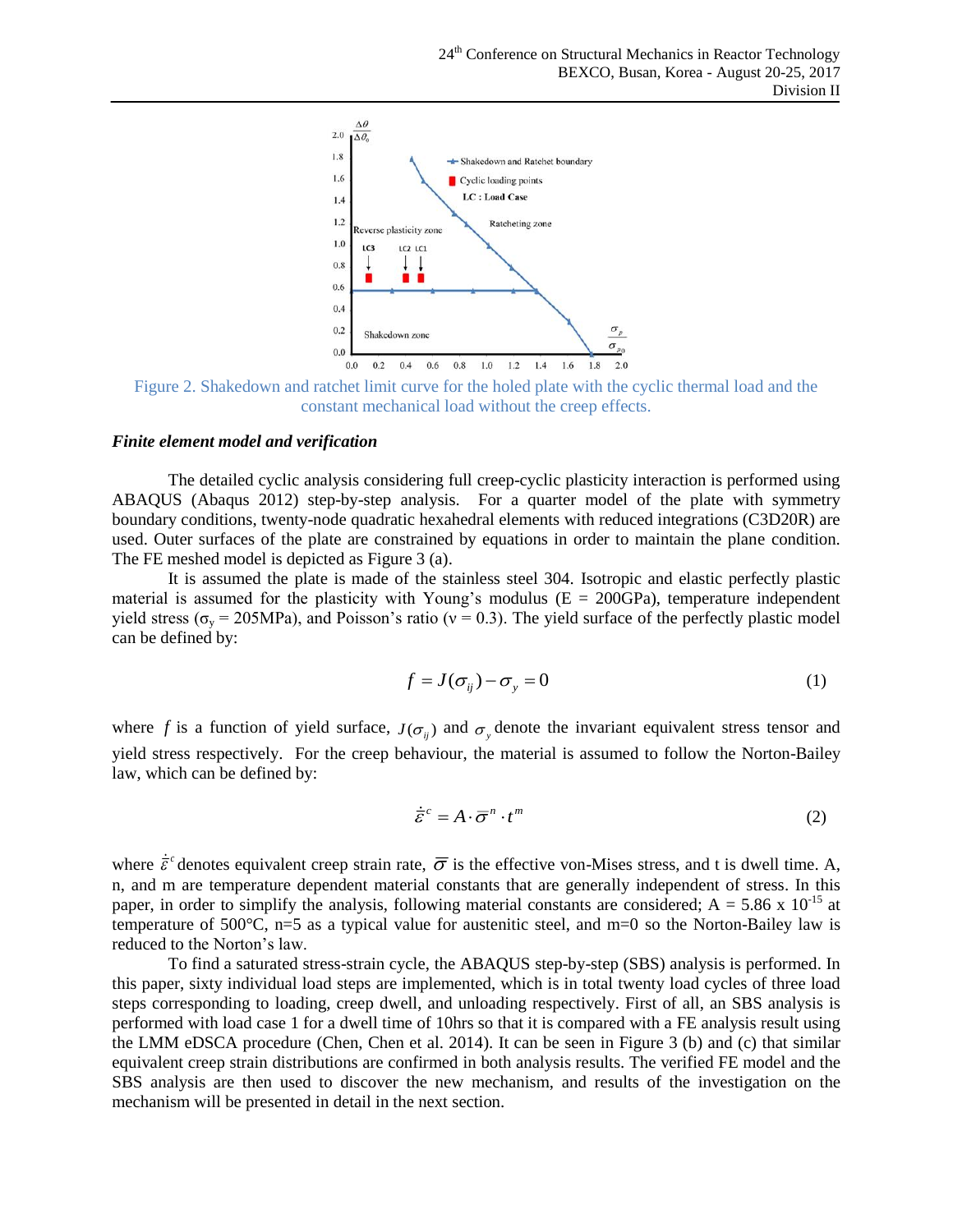Figure 2. Shakedown and ratchet limit curve for the holed plate with the cyclic thermal load and the constant mechanical load without the creep effects.

***Finite element model and verification***

The detailed cyclic analysis considering full creep-cyclic plasticity interaction is performed using ABAQUS (Abaqus 2012) step-by-step analysis. For a quarter model of the plate with symmetry boundary conditions, twenty-node quadratic hexahedral elements with reduced integrations (C3D20R) are used. Outer surfaces of the plate are constrained by equations in order to maintain the plane condition. The FE meshed model is depicted as Figure 3 (a).

It is assumed the plate is made of the stainless steel 304. Isotropic and elastic perfectly plastic material is assumed for the plasticity with Young's modulus (E = 200GPa), temperature independent yield stress ($\sigma_y$ = 205MPa), and Poisson's ratio ($\nu$ = 0.3). The yield surface of the perfectly plastic model can be defined by:

$$f = J(\sigma_{ij}) - \sigma_y = 0 \tag{1}$$

where $f$ is a function of yield surface, $J(\sigma_{ij})$ and $\sigma_y$ denote the invariant equivalent stress tensor and yield stress respectively. For the creep behaviour, the material is assumed to follow the Norton-Bailey law, which can be defined by:

$$\dot{\bar{\varepsilon}}^c = A \cdot \bar{\sigma}^n \cdot t^m \tag{2}$$

where $\dot{\bar{\varepsilon}}^c$ denotes equivalent creep strain rate, $\bar{\sigma}$ is the effective von-Mises stress, and t is dwell time. A, n, and m are temperature dependent material constants that are generally independent of stress. In this paper, in order to simplify the analysis, following material constants are considered; A = 5.86 x $10^{-15}$ at temperature of 500°C, n=5 as a typical value for austenitic steel, and m=0 so the Norton-Bailey law is reduced to the Norton's law.

To find a saturated stress-strain cycle, the ABAQUS step-by-step (SBS) analysis is performed. In this paper, sixty individual load steps are implemented, which is in total twenty load cycles of three load steps corresponding to loading, creep dwell, and unloading respectively. First of all, an SBS analysis is performed with load case 1 for a dwell time of 10hrs so that it is compared with a FE analysis result using the LMM eDSCA procedure (Chen, Chen et al. 2014). It can be seen in Figure 3 (b) and (c) that similar equivalent creep strain distributions are confirmed in both analysis results. The verified FE model and the SBS analysis are then used to discover the new mechanism, and results of the investigation on the mechanism will be presented in detail in the next section.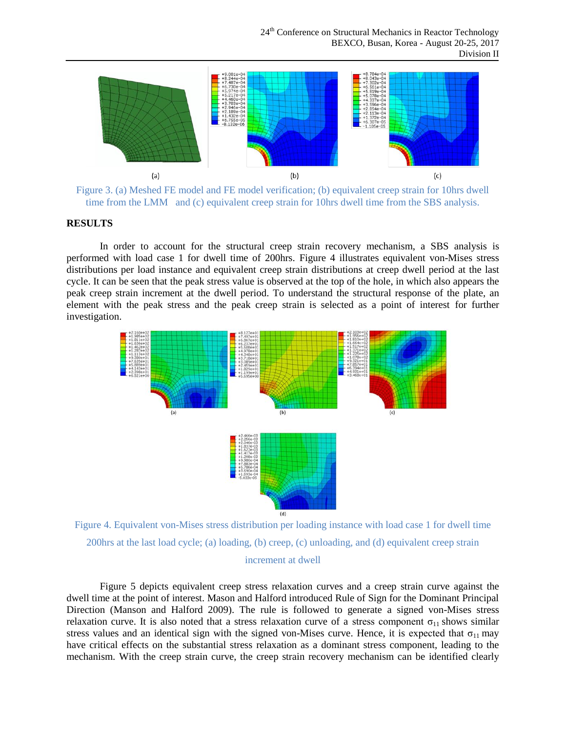Figure 3. (a) Meshed FE model and FE model verification; (b) equivalent creep strain for 10hrs dwell time from the LMM and (c) equivalent creep strain for 10hrs dwell time from the SBS analysis.

## RESULTS

In order to account for the structural creep strain recovery mechanism, a SBS analysis is performed with load case 1 for dwell time of 200hrs. Figure 4 illustrates equivalent von-Mises stress distributions per load instance and equivalent creep strain distributions at creep dwell period at the last cycle. It can be seen that the peak stress value is observed at the top of the hole, in which also appears the peak creep strain increment at the dwell period. To understand the structural response of the plate, an element with the peak stress and the peak creep strain is selected as a point of interest for further investigation.

Figure 4. Equivalent von-Mises stress distribution per loading instance with load case 1 for dwell time 200hrs at the last load cycle; (a) loading, (b) creep, (c) unloading, and (d) equivalent creep strain increment at dwell

Figure 5 depicts equivalent creep stress relaxation curves and a creep strain curve against the dwell time at the point of interest. Mason and Halford introduced Rule of Sign for the Dominant Principal Direction (Manson and Halford 2009). The rule is followed to generate a signed von-Mises stress relaxation curve. It is also noted that a stress relaxation curve of a stress component $\sigma_{11}$ shows similar stress values and an identical sign with the signed von-Mises curve. Hence, it is expected that $\sigma_{11}$ may have critical effects on the substantial stress relaxation as a dominant stress component, leading to the mechanism. With the creep strain curve, the creep strain recovery mechanism can be identified clearly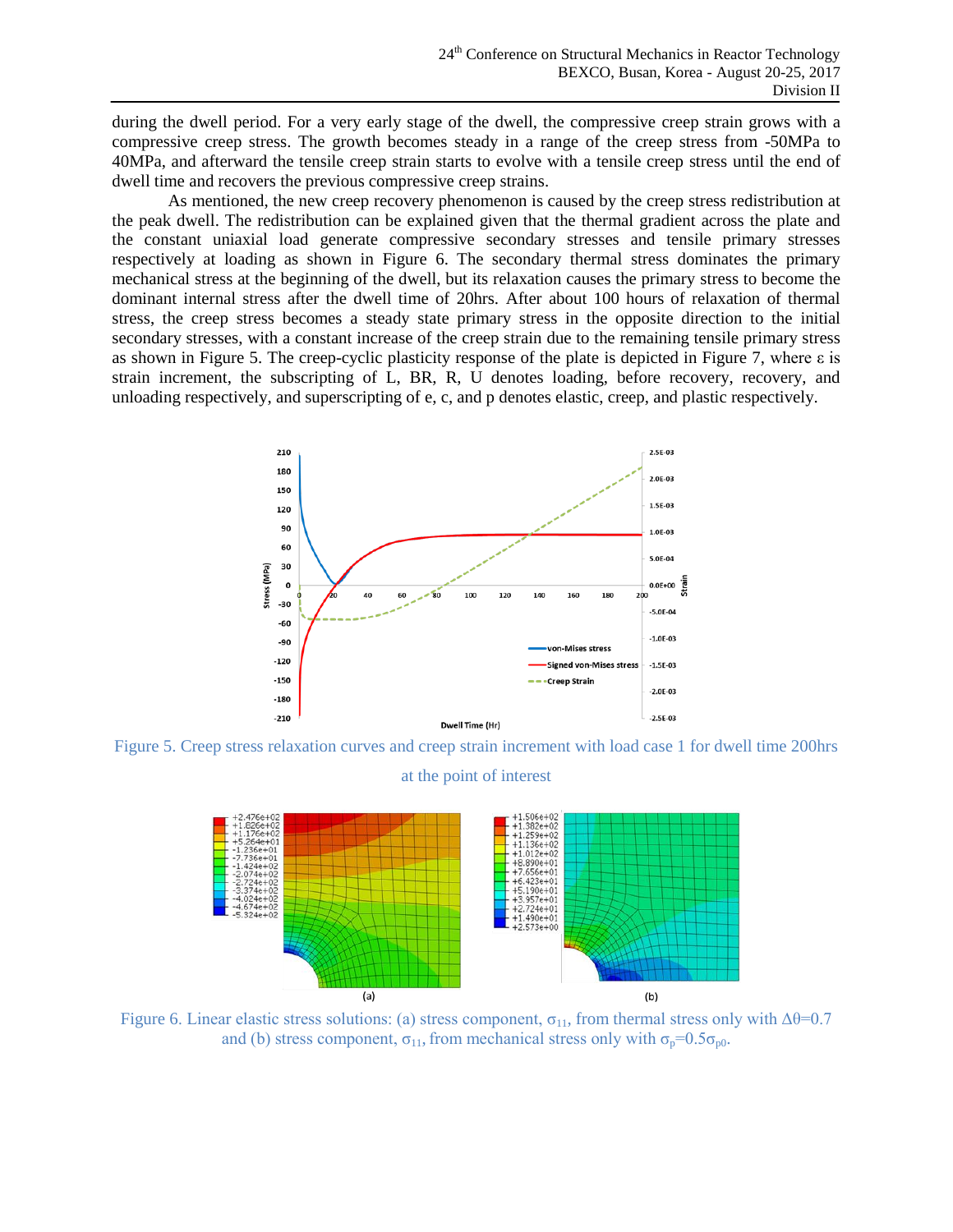during the dwell period. For a very early stage of the dwell, the compressive creep strain grows with a compressive creep stress. The growth becomes steady in a range of the creep stress from -50MPa to 40MPa, and afterward the tensile creep strain starts to evolve with a tensile creep stress until the end of dwell time and recovers the previous compressive creep strains.

As mentioned, the new creep recovery phenomenon is caused by the creep stress redistribution at the peak dwell. The redistribution can be explained given that the thermal gradient across the plate and the constant uniaxial load generate compressive secondary stresses and tensile primary stresses respectively at loading as shown in Figure 6. The secondary thermal stress dominates the primary mechanical stress at the beginning of the dwell, but its relaxation causes the primary stress to become the dominant internal stress after the dwell time of 20hrs. After about 100 hours of relaxation of thermal stress, the creep stress becomes a steady state primary stress in the opposite direction to the initial secondary stresses, with a constant increase of the creep strain due to the remaining tensile primary stress as shown in Figure 5. The creep-cyclic plasticity response of the plate is depicted in Figure 7, where ε is strain increment, the subscripting of L, BR, R, U denotes loading, before recovery, recovery, and unloading respectively, and superscripting of e, c, and p denotes elastic, creep, and plastic respectively.

Figure 5. Creep stress relaxation curves and creep strain increment with load case 1 for dwell time 200hrs at the point of interest

Figure 6. Linear elastic stress solutions: (a) stress component, $\sigma_{11}$, from thermal stress only with $\Delta\theta$=0.7 and (b) stress component, $\sigma_{11}$, from mechanical stress only with $\sigma_p$=0.5$\sigma_{p0}$.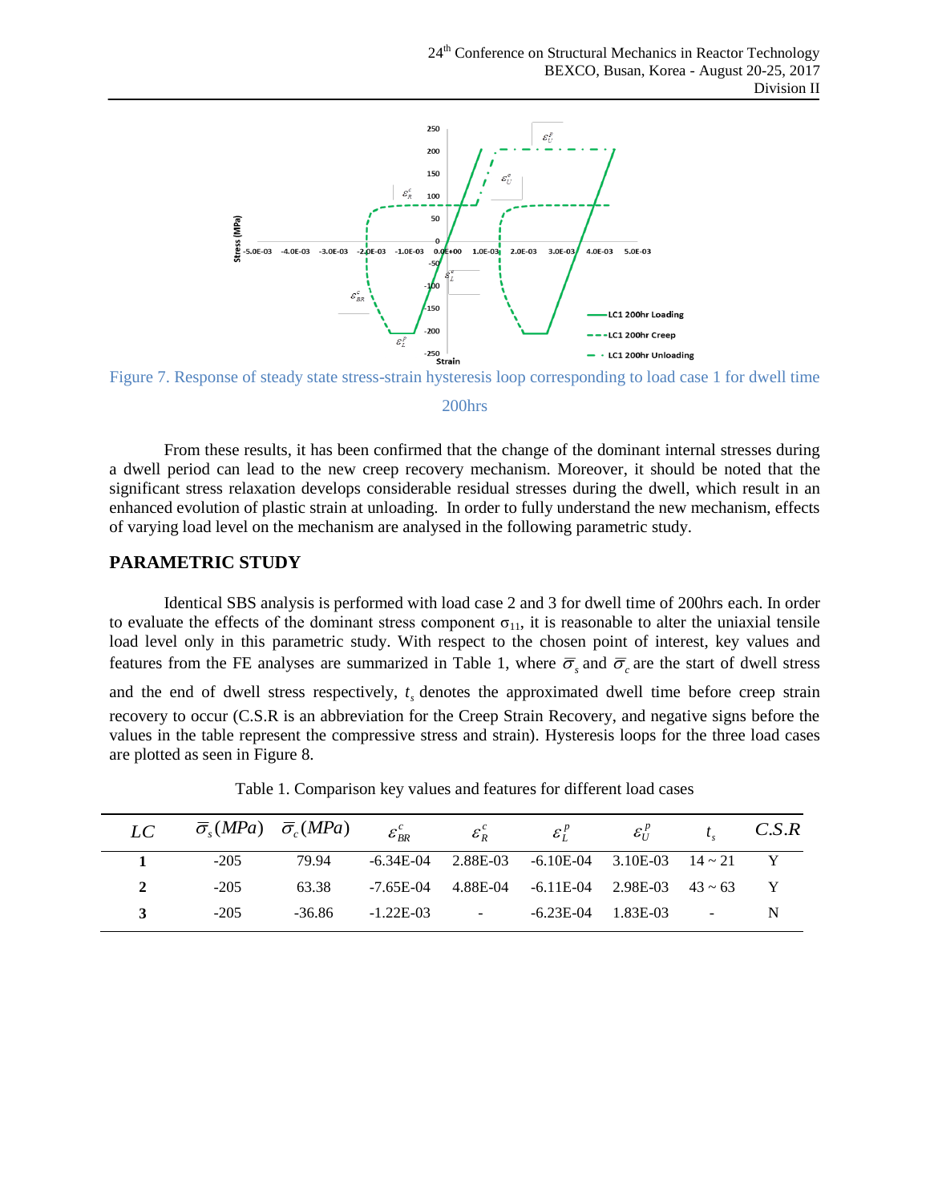Figure 7. Response of steady state stress-strain hysteresis loop corresponding to load case 1 for dwell time 200hrs

From these results, it has been confirmed that the change of the dominant internal stresses during a dwell period can lead to the new creep recovery mechanism. Moreover, it should be noted that the significant stress relaxation develops considerable residual stresses during the dwell, which result in an enhanced evolution of plastic strain at unloading. In order to fully understand the new mechanism, effects of varying load level on the mechanism are analysed in the following parametric study.

## PARAMETRIC STUDY

Identical SBS analysis is performed with load case 2 and 3 for dwell time of 200hrs each. In order to evaluate the effects of the dominant stress component $\sigma_{11}$, it is reasonable to alter the uniaxial tensile load level only in this parametric study. With respect to the chosen point of interest, key values and features from the FE analyses are summarized in Table 1, where $\bar{\sigma}_s$ and $\bar{\sigma}_c$ are the start of dwell stress and the end of dwell stress respectively, $t_s$ denotes the approximated dwell time before creep strain recovery to occur (C.S.R is an abbreviation for the Creep Strain Recovery, and negative signs before the values in the table represent the compressive stress and strain). Hysteresis loops for the three load cases are plotted as seen in Figure 8.

Table 1. Comparison key values and features for different load cases

| $LC$ | $\bar{\sigma}_s(MPa)$ | $\bar{\sigma}_c(MPa)$ | $\varepsilon_{BR}^{c}$ | $\varepsilon_{R}^{c}$ | $\varepsilon_{L}^{p}$ | $\varepsilon_{U}^{p}$ | $t_s$ | $C.S.R$ |
|---|---|---|---|---|---|---|---|---|
| **1** | -205 | 79.94 | -6.34E-04 | 2.88E-03 | -6.10E-04 | 3.10E-03 | 14 ~ 21 | Y |
| **2** | -205 | 63.38 | -7.65E-04 | 4.88E-04 | -6.11E-04 | 2.98E-03 | 43 ~ 63 | Y |
| **3** | -205 | -36.86 | -1.22E-03 | - | -6.23E-04 | 1.83E-03 | - | N |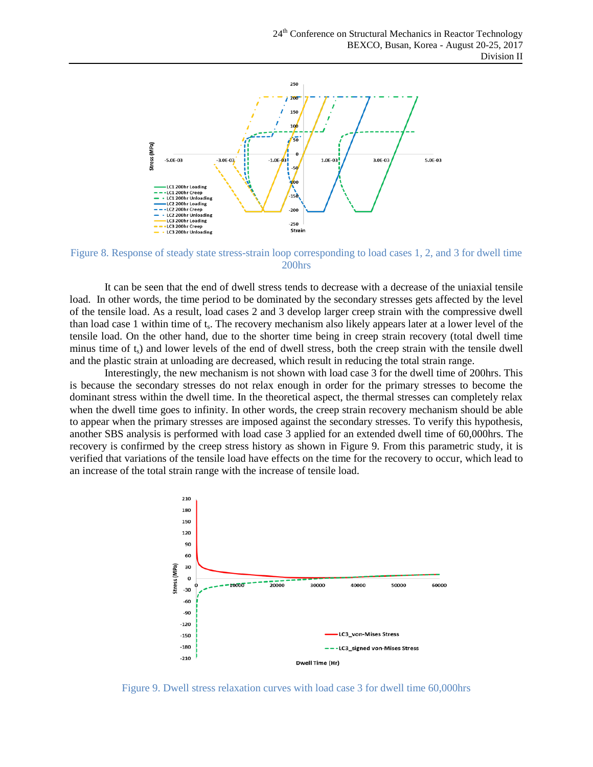Figure 8. Response of steady state stress-strain loop corresponding to load cases 1, 2, and 3 for dwell time 200hrs

It can be seen that the end of dwell stress tends to decrease with a decrease of the uniaxial tensile load. In other words, the time period to be dominated by the secondary stresses gets affected by the level of the tensile load. As a result, load cases 2 and 3 develop larger creep strain with the compressive dwell than load case 1 within time of $t_s$. The recovery mechanism also likely appears later at a lower level of the tensile load. On the other hand, due to the shorter time being in creep strain recovery (total dwell time minus time of $t_s$) and lower levels of the end of dwell stress, both the creep strain with the tensile dwell and the plastic strain at unloading are decreased, which result in reducing the total strain range.

Interestingly, the new mechanism is not shown with load case 3 for the dwell time of 200hrs. This is because the secondary stresses do not relax enough in order for the primary stresses to become the dominant stress within the dwell time. In the theoretical aspect, the thermal stresses can completely relax when the dwell time goes to infinity. In other words, the creep strain recovery mechanism should be able to appear when the primary stresses are imposed against the secondary stresses. To verify this hypothesis, another SBS analysis is performed with load case 3 applied for an extended dwell time of 60,000hrs. The recovery is confirmed by the creep stress history as shown in Figure 9. From this parametric study, it is verified that variations of the tensile load have effects on the time for the recovery to occur, which lead to an increase of the total strain range with the increase of tensile load.

Figure 9. Dwell stress relaxation curves with load case 3 for dwell time 60,000hrs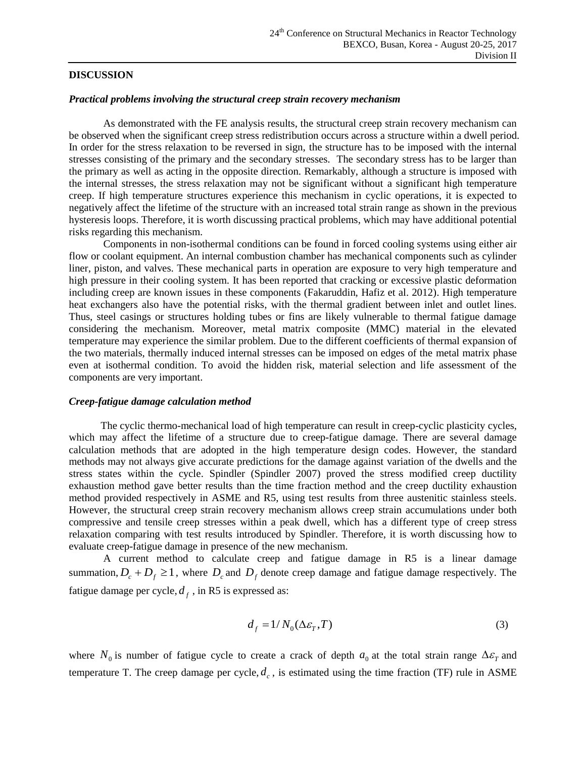## DISCUSSION

### *Practical problems involving the structural creep strain recovery mechanism*

As demonstrated with the FE analysis results, the structural creep strain recovery mechanism can be observed when the significant creep stress redistribution occurs across a structure within a dwell period. In order for the stress relaxation to be reversed in sign, the structure has to be imposed with the internal stresses consisting of the primary and the secondary stresses. The secondary stress has to be larger than the primary as well as acting in the opposite direction. Remarkably, although a structure is imposed with the internal stresses, the stress relaxation may not be significant without a significant high temperature creep. If high temperature structures experience this mechanism in cyclic operations, it is expected to negatively affect the lifetime of the structure with an increased total strain range as shown in the previous hysteresis loops. Therefore, it is worth discussing practical problems, which may have additional potential risks regarding this mechanism.

Components in non-isothermal conditions can be found in forced cooling systems using either air flow or coolant equipment. An internal combustion chamber has mechanical components such as cylinder liner, piston, and valves. These mechanical parts in operation are exposure to very high temperature and high pressure in their cooling system. It has been reported that cracking or excessive plastic deformation including creep are known issues in these components (Fakaruddin, Hafiz et al. 2012). High temperature heat exchangers also have the potential risks, with the thermal gradient between inlet and outlet lines. Thus, steel casings or structures holding tubes or fins are likely vulnerable to thermal fatigue damage considering the mechanism. Moreover, metal matrix composite (MMC) material in the elevated temperature may experience the similar problem. Due to the different coefficients of thermal expansion of the two materials, thermally induced internal stresses can be imposed on edges of the metal matrix phase even at isothermal condition. To avoid the hidden risk, material selection and life assessment of the components are very important.

### *Creep-fatigue damage calculation method*

The cyclic thermo-mechanical load of high temperature can result in creep-cyclic plasticity cycles, which may affect the lifetime of a structure due to creep-fatigue damage. There are several damage calculation methods that are adopted in the high temperature design codes. However, the standard methods may not always give accurate predictions for the damage against variation of the dwells and the stress states within the cycle. Spindler (Spindler 2007) proved the stress modified creep ductility exhaustion method gave better results than the time fraction method and the creep ductility exhaustion method provided respectively in ASME and R5, using test results from three austenitic stainless steels. However, the structural creep strain recovery mechanism allows creep strain accumulations under both compressive and tensile creep stresses within a peak dwell, which has a different type of creep stress relaxation comparing with test results introduced by Spindler. Therefore, it is worth discussing how to evaluate creep-fatigue damage in presence of the new mechanism.

A current method to calculate creep and fatigue damage in R5 is a linear damage summation, $D_c + D_f \geq 1$, where $D_c$ and $D_f$ denote creep damage and fatigue damage respectively. The fatigue damage per cycle, $d_f$, in R5 is expressed as:

$$d_f = 1/N_0(\Delta\varepsilon_T, T) \tag{3}$$

where $N_0$ is number of fatigue cycle to create a crack of depth $a_0$ at the total strain range $\Delta\varepsilon_T$ and temperature T. The creep damage per cycle, $d_c$, is estimated using the time fraction (TF) rule in ASME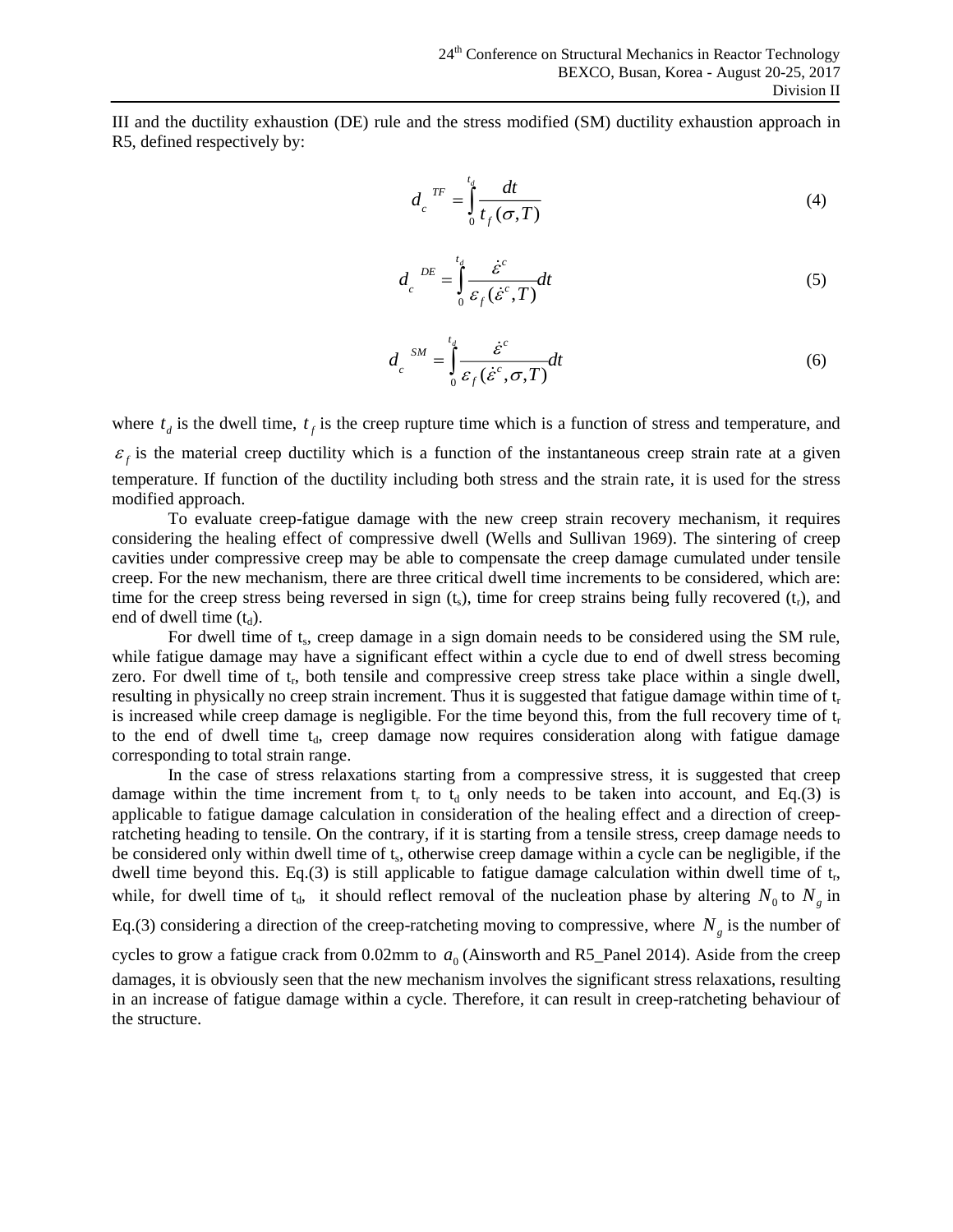III and the ductility exhaustion (DE) rule and the stress modified (SM) ductility exhaustion approach in R5, defined respectively by:

$$d_c^{\ TF} = \int_0^{t_d} \frac{dt}{t_f(\sigma, T)} \tag{4}$$

$$d_c^{\ DE} = \int_0^{t_d} \frac{\dot{\varepsilon}^c}{\varepsilon_f(\dot{\varepsilon}^c, T)} dt \tag{5}$$

$$d_c^{\ SM} = \int_0^{t_d} \frac{\dot{\varepsilon}^c}{\varepsilon_f(\dot{\varepsilon}^c, \sigma, T)} dt \tag{6}$$

where $t_d$ is the dwell time, $t_f$ is the creep rupture time which is a function of stress and temperature, and $\varepsilon_f$ is the material creep ductility which is a function of the instantaneous creep strain rate at a given temperature. If function of the ductility including both stress and the strain rate, it is used for the stress modified approach.

To evaluate creep-fatigue damage with the new creep strain recovery mechanism, it requires considering the healing effect of compressive dwell (Wells and Sullivan 1969). The sintering of creep cavities under compressive creep may be able to compensate the creep damage cumulated under tensile creep. For the new mechanism, there are three critical dwell time increments to be considered, which are: time for the creep stress being reversed in sign ($t_s$), time for creep strains being fully recovered ($t_r$), and end of dwell time ($t_d$).

For dwell time of $t_s$, creep damage in a sign domain needs to be considered using the SM rule, while fatigue damage may have a significant effect within a cycle due to end of dwell stress becoming zero. For dwell time of $t_r$, both tensile and compressive creep stress take place within a single dwell, resulting in physically no creep strain increment. Thus it is suggested that fatigue damage within time of $t_r$ is increased while creep damage is negligible. For the time beyond this, from the full recovery time of $t_r$ to the end of dwell time $t_d$, creep damage now requires consideration along with fatigue damage corresponding to total strain range.

In the case of stress relaxations starting from a compressive stress, it is suggested that creep damage within the time increment from $t_r$ to $t_d$ only needs to be taken into account, and Eq.(3) is applicable to fatigue damage calculation in consideration of the healing effect and a direction of creep-ratcheting heading to tensile. On the contrary, if it is starting from a tensile stress, creep damage needs to be considered only within dwell time of $t_s$, otherwise creep damage within a cycle can be negligible, if the dwell time beyond this. Eq.(3) is still applicable to fatigue damage calculation within dwell time of $t_r$, while, for dwell time of $t_d$, it should reflect removal of the nucleation phase by altering $N_0$ to $N_g$ in Eq.(3) considering a direction of the creep-ratcheting moving to compressive, where $N_g$ is the number of cycles to grow a fatigue crack from 0.02mm to $a_0$ (Ainsworth and R5_Panel 2014). Aside from the creep damages, it is obviously seen that the new mechanism involves the significant stress relaxations, resulting in an increase of fatigue damage within a cycle. Therefore, it can result in creep-ratcheting behaviour of the structure.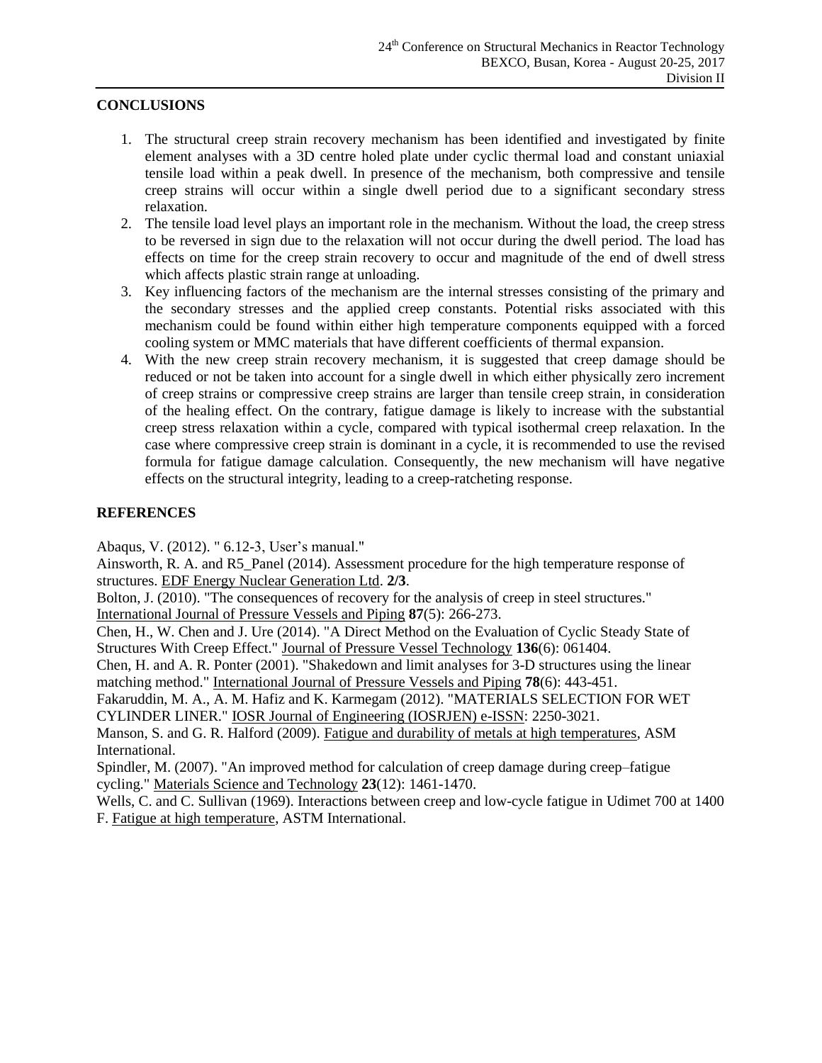## CONCLUSIONS

1. The structural creep strain recovery mechanism has been identified and investigated by finite element analyses with a 3D centre holed plate under cyclic thermal load and constant uniaxial tensile load within a peak dwell. In presence of the mechanism, both compressive and tensile creep strains will occur within a single dwell period due to a significant secondary stress relaxation.
2. The tensile load level plays an important role in the mechanism. Without the load, the creep stress to be reversed in sign due to the relaxation will not occur during the dwell period. The load has effects on time for the creep strain recovery to occur and magnitude of the end of dwell stress which affects plastic strain range at unloading.
3. Key influencing factors of the mechanism are the internal stresses consisting of the primary and the secondary stresses and the applied creep constants. Potential risks associated with this mechanism could be found within either high temperature components equipped with a forced cooling system or MMC materials that have different coefficients of thermal expansion.
4. With the new creep strain recovery mechanism, it is suggested that creep damage should be reduced or not be taken into account for a single dwell in which either physically zero increment of creep strains or compressive creep strains are larger than tensile creep strain, in consideration of the healing effect. On the contrary, fatigue damage is likely to increase with the substantial creep stress relaxation within a cycle, compared with typical isothermal creep relaxation. In the case where compressive creep strain is dominant in a cycle, it is recommended to use the revised formula for fatigue damage calculation. Consequently, the new mechanism will have negative effects on the structural integrity, leading to a creep-ratcheting response.

## REFERENCES

Abaqus, V. (2012). " 6.12-3, User's manual."

Ainsworth, R. A. and R5_Panel (2014). Assessment procedure for the high temperature response of structures. EDF Energy Nuclear Generation Ltd. **2/3**.

Bolton, J. (2010). "The consequences of recovery for the analysis of creep in steel structures." International Journal of Pressure Vessels and Piping **87**(5): 266-273.

Chen, H., W. Chen and J. Ure (2014). "A Direct Method on the Evaluation of Cyclic Steady State of Structures With Creep Effect." Journal of Pressure Vessel Technology **136**(6): 061404.

Chen, H. and A. R. Ponter (2001). "Shakedown and limit analyses for 3-D structures using the linear matching method." International Journal of Pressure Vessels and Piping **78**(6): 443-451.

Fakaruddin, M. A., A. M. Hafiz and K. Karmegam (2012). "MATERIALS SELECTION FOR WET CYLINDER LINER." IOSR Journal of Engineering (IOSRJEN) e-ISSN: 2250-3021.

Manson, S. and G. R. Halford (2009). Fatigue and durability of metals at high temperatures, ASM International.

Spindler, M. (2007). "An improved method for calculation of creep damage during creep–fatigue cycling." Materials Science and Technology **23**(12): 1461-1470.

Wells, C. and C. Sullivan (1969). Interactions between creep and low-cycle fatigue in Udimet 700 at 1400 F. Fatigue at high temperature, ASTM International.